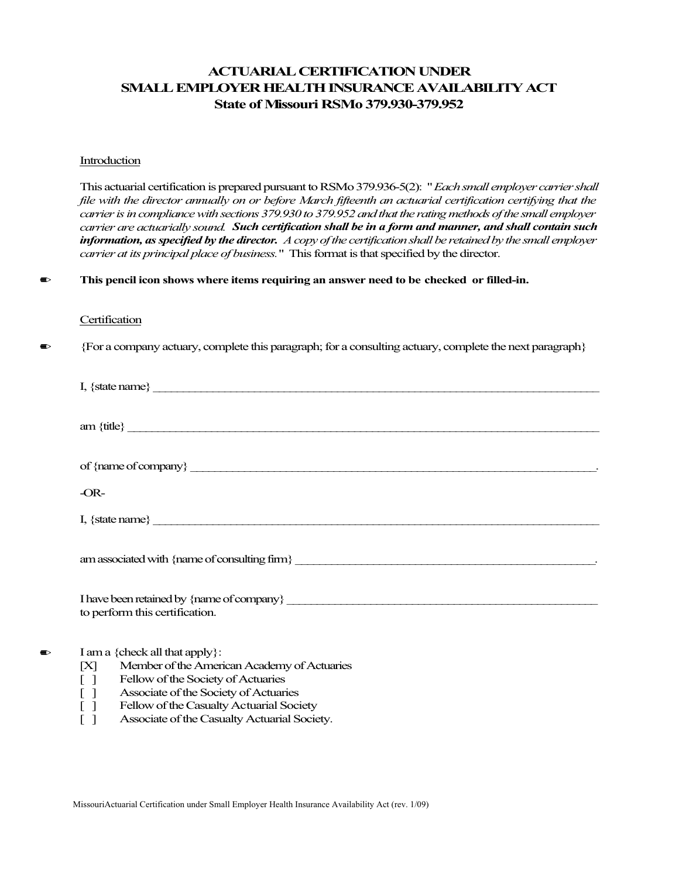# ACTUARIAL CERTIFICATION UNDER SMALL EMPLOYER HEALTH INSURANCE AVAILABILITY ACT
## State of Missouri RSMo 379.930-379.952

Introduction

This actuarial certification is prepared pursuant to RSMo 379.936-5(2): "*Each small employer carrier shall file with the director annually on or before March fifteenth an actuarial certification certifying that the carrier is in compliance with sections 379.930 to 379.952 and that the rating methods of the small employer carrier are actuarially sound.* ***Such certification shall be in a form and manner, and shall contain such information, as specified by the director.*** *A copy of the certification shall be retained by the small employer carrier at its principal place of business.*" This format is that specified by the director.

✏ **This pencil icon shows where items requiring an answer need to be checked or filled-in.**

Certification

✏ {For a company actuary, complete this paragraph; for a consulting actuary, complete the next paragraph}

I, {state name} ___________________________________________________________________________

am {title} _______________________________________________________________________________

of {name of company} ____________________________________________________________________.

-OR-

I, {state name} ___________________________________________________________________________

am associated with {name of consulting firm} ________________________________________________.

I have been retained by {name of company} __________________________________________________ to perform this certification.

✏ I am a {check all that apply}:

[X] Member of the American Academy of Actuaries
[ ] Fellow of the Society of Actuaries
[ ] Associate of the Society of Actuaries
[ ] Fellow of the Casualty Actuarial Society
[ ] Associate of the Casualty Actuarial Society.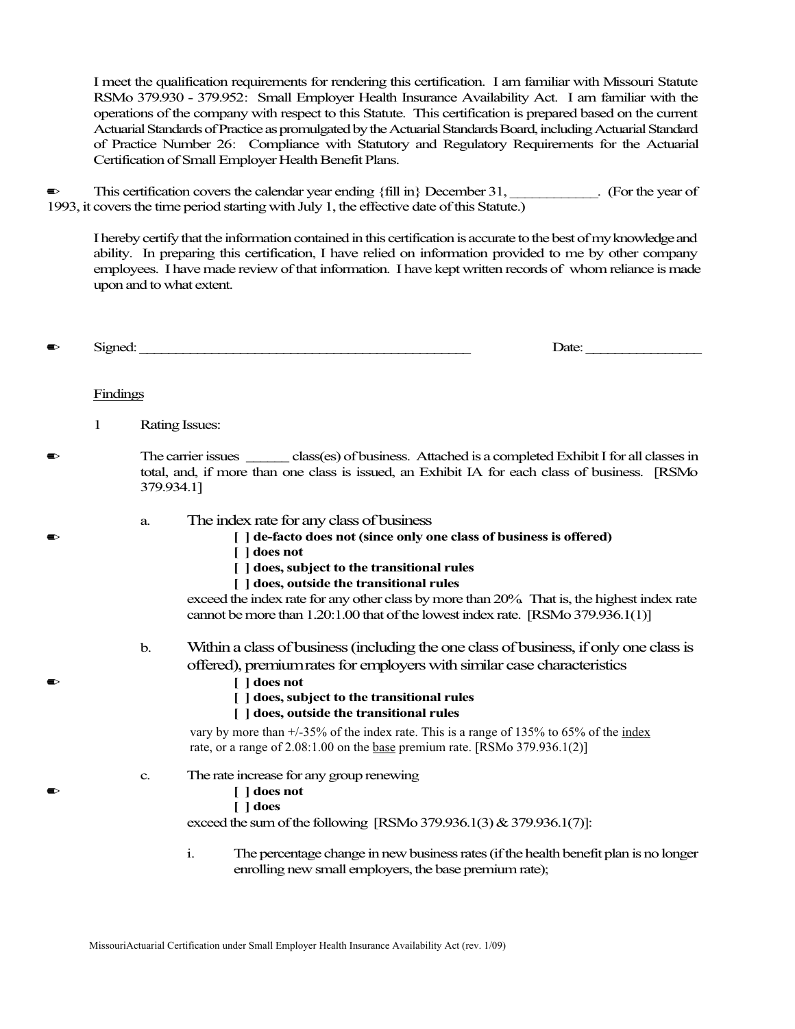I meet the qualification requirements for rendering this certification. I am familiar with Missouri Statute RSMo 379.930 - 379.952: Small Employer Health Insurance Availability Act. I am familiar with the operations of the company with respect to this Statute. This certification is prepared based on the current Actuarial Standards of Practice as promulgated by the Actuarial Standards Board, including Actuarial Standard of Practice Number 26: Compliance with Statutory and Regulatory Requirements for the Actuarial Certification of Small Employer Health Benefit Plans.

✏ This certification covers the calendar year ending {fill in} December 31, ____________. (For the year of 1993, it covers the time period starting with July 1, the effective date of this Statute.)

I hereby certify that the information contained in this certification is accurate to the best of my knowledge and ability. In preparing this certification, I have relied on information provided to me by other company employees. I have made review of that information. I have kept written records of whom reliance is made upon and to what extent.

✏ Signed: _______________________________________________ Date: ________________

Findings

1 Rating Issues:

✏ The carrier issues ______ class(es) of business. Attached is a completed Exhibit I for all classes in total, and, if more than one class is issued, an Exhibit IA for each class of business. [RSMo 379.934.1]

a. The index rate for any class of business

✏
- **[ ] de-facto does not (since only one class of business is offered)**
- **[ ] does not**
- **[ ] does, subject to the transitional rules**
- **[ ] does, outside the transitional rules**

exceed the index rate for any other class by more than 20%. That is, the highest index rate cannot be more than 1.20:1.00 that of the lowest index rate. [RSMo 379.936.1(1)]

b. Within a class of business (including the one class of business, if only one class is offered), premium rates for employers with similar case characteristics

✏
- **[ ] does not**
- **[ ] does, subject to the transitional rules**
- **[ ] does, outside the transitional rules**

vary by more than +/-35% of the index rate. This is a range of 135% to 65% of the index rate, or a range of 2.08:1.00 on the base premium rate. [RSMo 379.936.1(2)]

c. The rate increase for any group renewing

✏
- **[ ] does not**
- **[ ] does**

exceed the sum of the following [RSMo 379.936.1(3) & 379.936.1(7)]:

i. The percentage change in new business rates (if the health benefit plan is no longer enrolling new small employers, the base premium rate);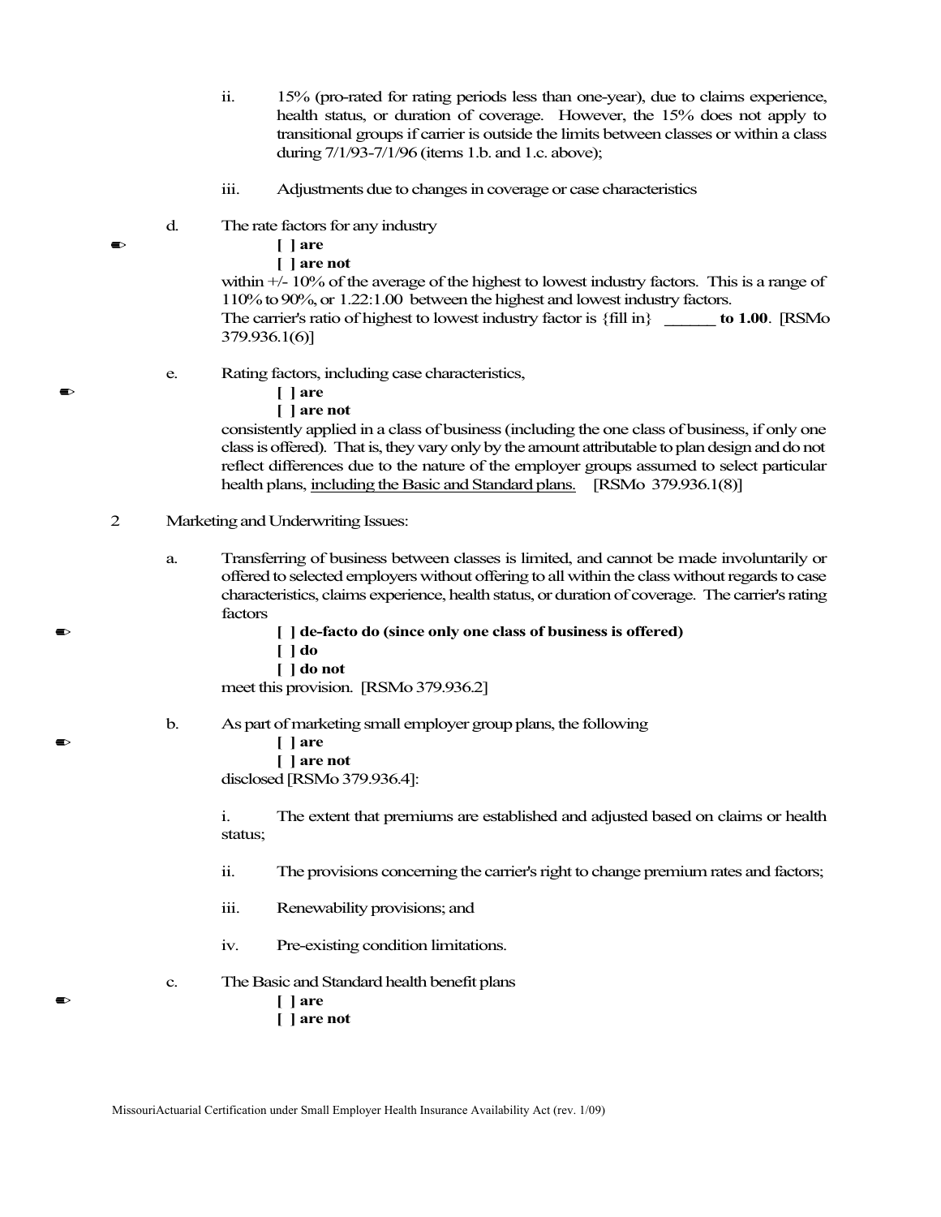ii. 15% (pro-rated for rating periods less than one-year), due to claims experience, health status, or duration of coverage. However, the 15% does not apply to transitional groups if carrier is outside the limits between classes or within a class during 7/1/93-7/1/96 (items 1.b. and 1.c. above);

iii. Adjustments due to changes in coverage or case characteristics

d. The rate factors for any industry

✏ **[ ] are**
**[ ] are not**

within +/- 10% of the average of the highest to lowest industry factors. This is a range of 110% to 90%, or 1.22:1.00 between the highest and lowest industry factors.
The carrier's ratio of highest to lowest industry factor is {fill in} **______ to 1.00**. [RSMo 379.936.1(6)]

e. Rating factors, including case characteristics,

✏ **[ ] are**
**[ ] are not**

consistently applied in a class of business (including the one class of business, if only one class is offered). That is, they vary only by the amount attributable to plan design and do not reflect differences due to the nature of the employer groups assumed to select particular health plans, <u>including the Basic and Standard plans.</u> [RSMo 379.936.1(8)]

2 Marketing and Underwriting Issues:

a. Transferring of business between classes is limited, and cannot be made involuntarily or offered to selected employers without offering to all within the class without regards to case characteristics, claims experience, health status, or duration of coverage. The carrier's rating factors

✏ **[ ] de-facto do (since only one class of business is offered)**
**[ ] do**
**[ ] do not**

meet this provision. [RSMo 379.936.2]

b. As part of marketing small employer group plans, the following

✏ **[ ] are**
**[ ] are not**

disclosed [RSMo 379.936.4]:

i. The extent that premiums are established and adjusted based on claims or health status;

ii. The provisions concerning the carrier's right to change premium rates and factors;

iii. Renewability provisions; and

iv. Pre-existing condition limitations.

c. The Basic and Standard health benefit plans

✏ **[ ] are**
**[ ] are not**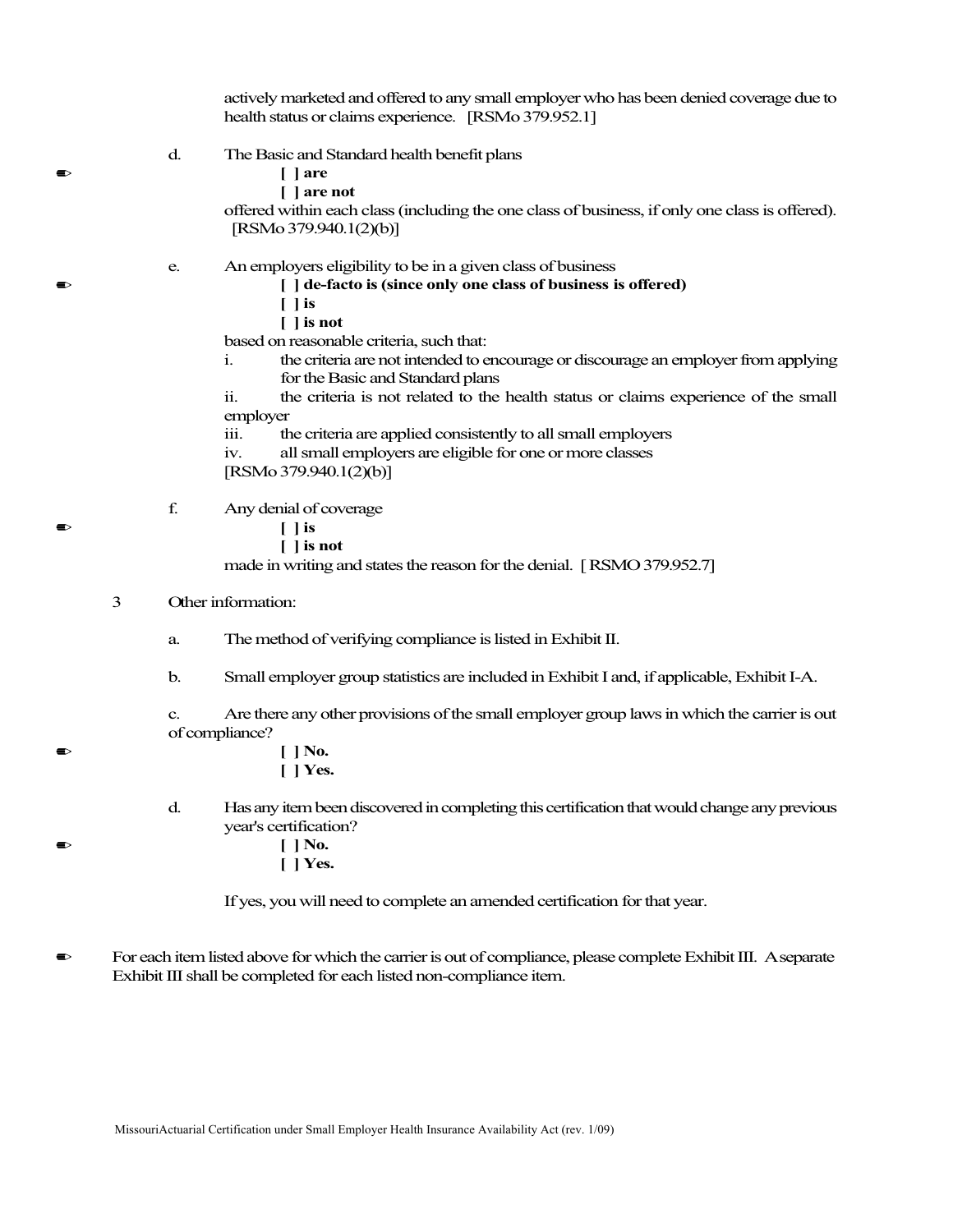actively marketed and offered to any small employer who has been denied coverage due to health status or claims experience. [RSMo 379.952.1]

d. The Basic and Standard health benefit plans

✏ **[ ] are**
**[ ] are not**

offered within each class (including the one class of business, if only one class is offered). [RSMo 379.940.1(2)(b)]

e. An employers eligibility to be in a given class of business

✏ **[ ] de-facto is (since only one class of business is offered)**
**[ ] is**
**[ ] is not**

based on reasonable criteria, such that:

i. the criteria are not intended to encourage or discourage an employer from applying for the Basic and Standard plans

ii. the criteria is not related to the health status or claims experience of the small employer

iii. the criteria are applied consistently to all small employers

iv. all small employers are eligible for one or more classes

[RSMo 379.940.1(2)(b)]

f. Any denial of coverage

✏ **[ ] is**
**[ ] is not**

made in writing and states the reason for the denial. [ RSMO 379.952.7]

3 Other information:

a. The method of verifying compliance is listed in Exhibit II.

b. Small employer group statistics are included in Exhibit I and, if applicable, Exhibit I-A.

c. Are there any other provisions of the small employer group laws in which the carrier is out of compliance?

✏ **[ ] No.**
**[ ] Yes.**

d. Has any item been discovered in completing this certification that would change any previous year's certification?

✏ **[ ] No.**
**[ ] Yes.**

If yes, you will need to complete an amended certification for that year.

✏ For each item listed above for which the carrier is out of compliance, please complete Exhibit III. A separate Exhibit III shall be completed for each listed non-compliance item.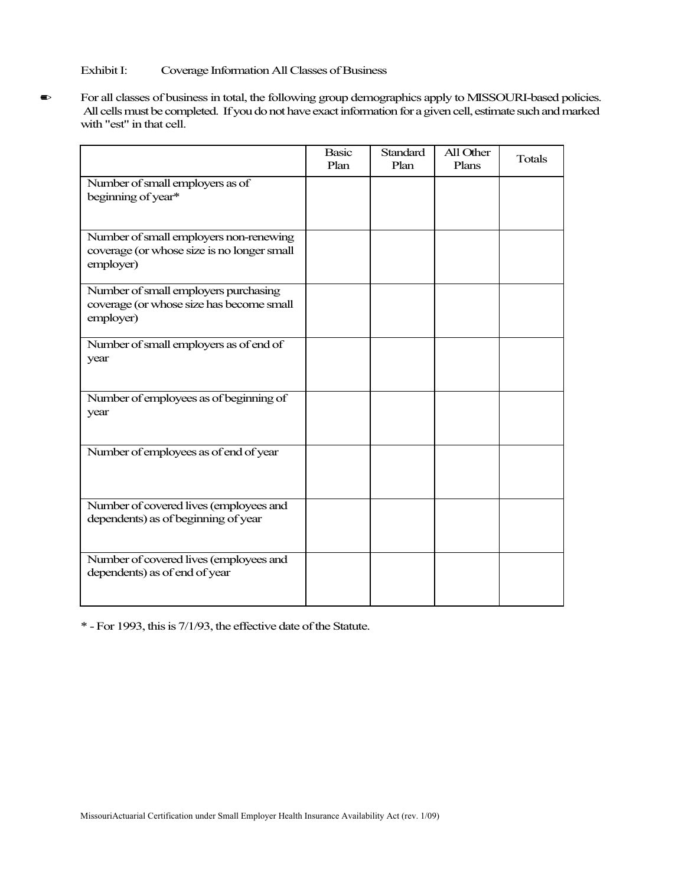Exhibit I: Coverage Information All Classes of Business

✎ For all classes of business in total, the following group demographics apply to MISSOURI-based policies. All cells must be completed. If you do not have exact information for a given cell, estimate such and marked with "est" in that cell.

| | Basic Plan | Standard Plan | All Other Plans | Totals |
|---|---|---|---|---|
| Number of small employers as of beginning of year* | | | | |
| Number of small employers non-renewing coverage (or whose size is no longer small employer) | | | | |
| Number of small employers purchasing coverage (or whose size has become small employer) | | | | |
| Number of small employers as of end of year | | | | |
| Number of employees as of beginning of year | | | | |
| Number of employees as of end of year | | | | |
| Number of covered lives (employees and dependents) as of beginning of year | | | | |
| Number of covered lives (employees and dependents) as of end of year | | | | |

* - For 1993, this is 7/1/93, the effective date of the Statute.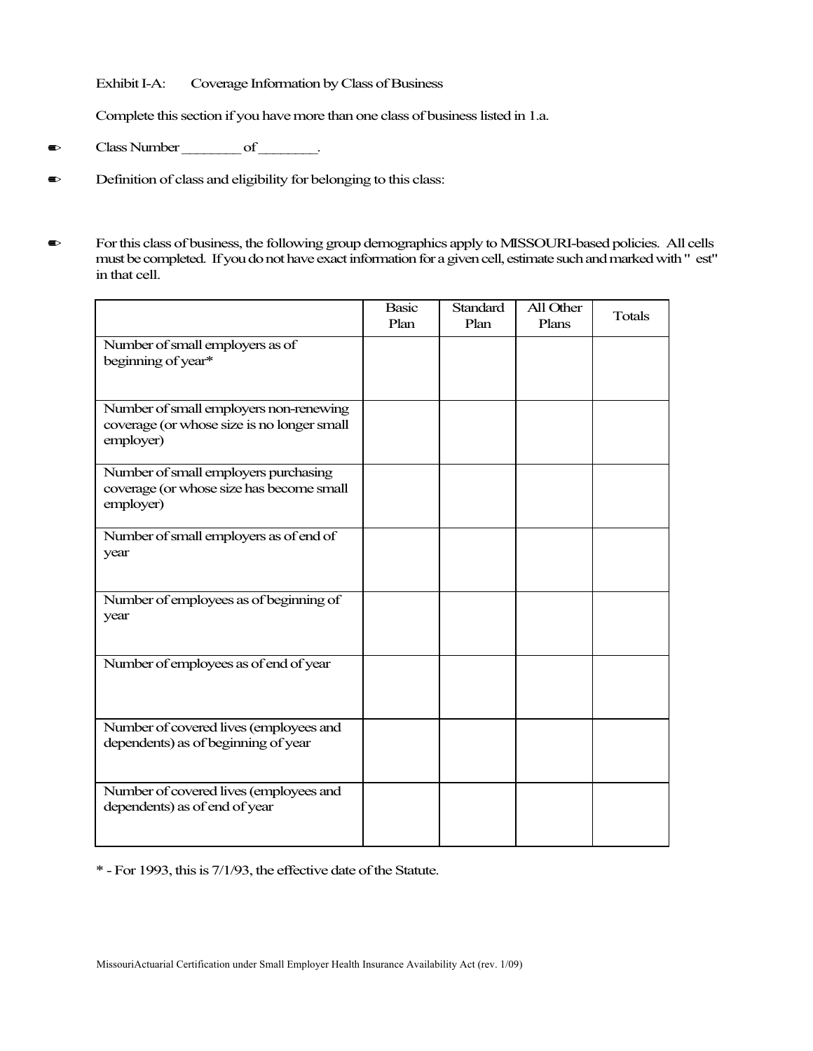Exhibit I-A: Coverage Information by Class of Business

Complete this section if you have more than one class of business listed in 1.a.

- Class Number ________ of ________.
- Definition of class and eligibility for belonging to this class:

- For this class of business, the following group demographics apply to MISSOURI-based policies. All cells must be completed. If you do not have exact information for a given cell, estimate such and marked with " est" in that cell.

| | Basic Plan | Standard Plan | All Other Plans | Totals |
|---|---|---|---|---|
| Number of small employers as of beginning of year* | | | | |
| Number of small employers non-renewing coverage (or whose size is no longer small employer) | | | | |
| Number of small employers purchasing coverage (or whose size has become small employer) | | | | |
| Number of small employers as of end of year | | | | |
| Number of employees as of beginning of year | | | | |
| Number of employees as of end of year | | | | |
| Number of covered lives (employees and dependents) as of beginning of year | | | | |
| Number of covered lives (employees and dependents) as of end of year | | | | |

* - For 1993, this is 7/1/93, the effective date of the Statute.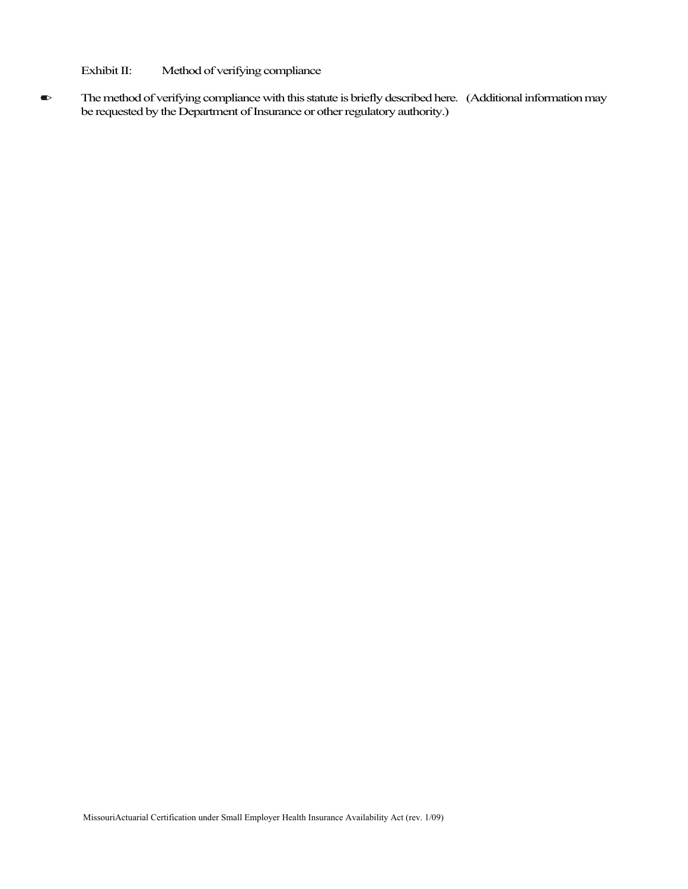Exhibit II: Method of verifying compliance

✒ The method of verifying compliance with this statute is briefly described here. (Additional information may be requested by the Department of Insurance or other regulatory authority.)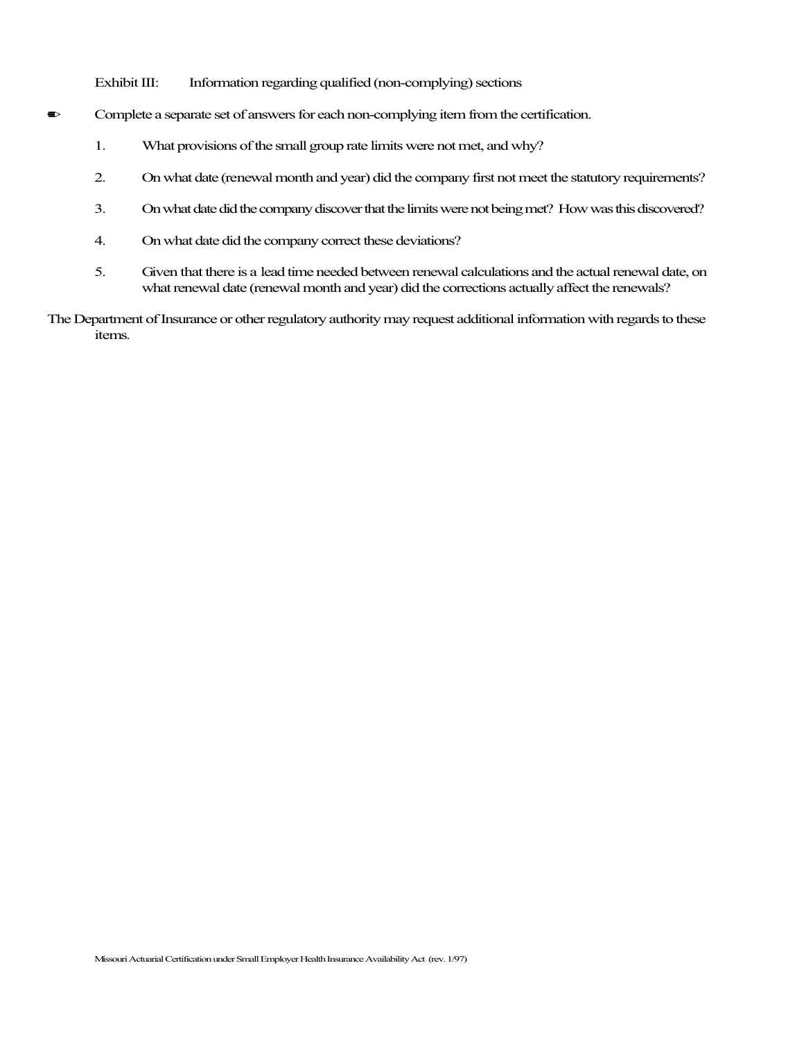Exhibit III: Information regarding qualified (non-complying) sections

✏ Complete a separate set of answers for each non-complying item from the certification.

1. What provisions of the small group rate limits were not met, and why?

2. On what date (renewal month and year) did the company first not meet the statutory requirements?

3. On what date did the company discover that the limits were not being met? How was this discovered?

4. On what date did the company correct these deviations?

5. Given that there is a lead time needed between renewal calculations and the actual renewal date, on what renewal date (renewal month and year) did the corrections actually affect the renewals?

The Department of Insurance or other regulatory authority may request additional information with regards to these items.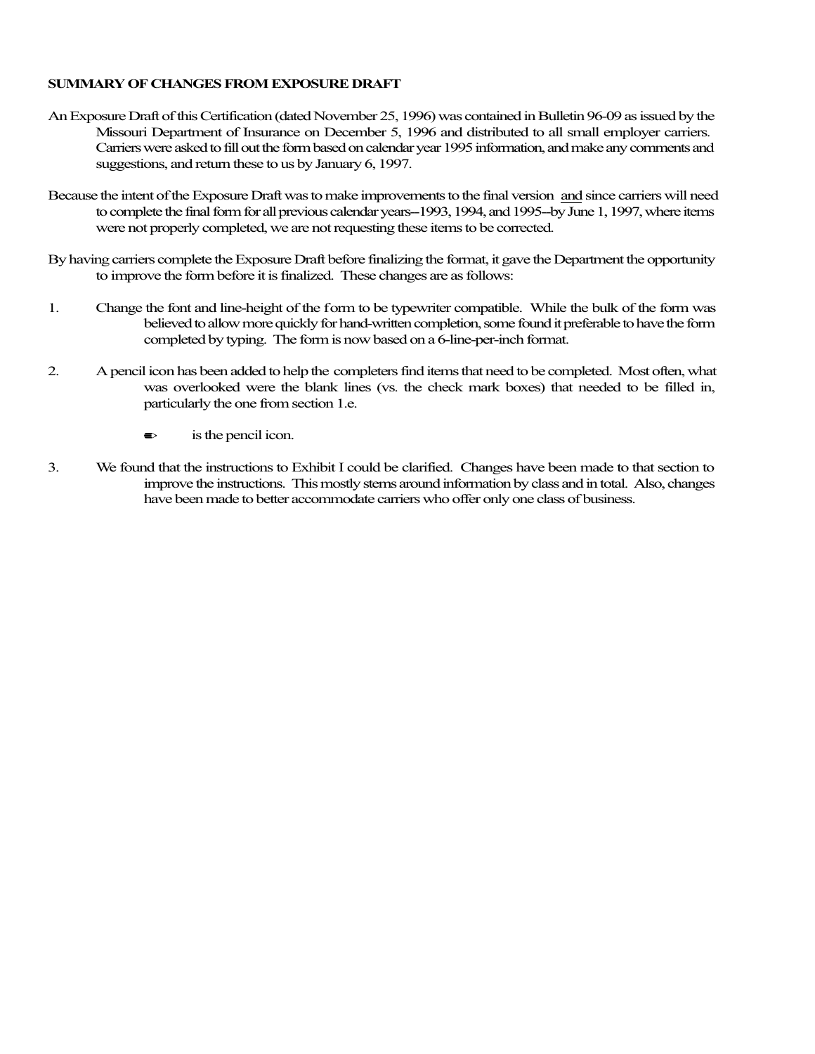**SUMMARY OF CHANGES FROM EXPOSURE DRAFT**

An Exposure Draft of this Certification (dated November 25, 1996) was contained in Bulletin 96-09 as issued by the Missouri Department of Insurance on December 5, 1996 and distributed to all small employer carriers. Carriers were asked to fill out the form based on calendar year 1995 information, and make any comments and suggestions, and return these to us by January 6, 1997.

Because the intent of the Exposure Draft was to make improvements to the final version and since carriers will need to complete the final form for all previous calendar years--1993, 1994, and 1995--by June 1, 1997, where items were not properly completed, we are not requesting these items to be corrected.

By having carriers complete the Exposure Draft before finalizing the format, it gave the Department the opportunity to improve the form before it is finalized. These changes are as follows:

1. Change the font and line-height of the form to be typewriter compatible. While the bulk of the form was believed to allow more quickly for hand-written completion, some found it preferable to have the form completed by typing. The form is now based on a 6-line-per-inch format.

2. A pencil icon has been added to help the completers find items that need to be completed. Most often, what was overlooked were the blank lines (vs. the check mark boxes) that needed to be filled in, particularly the one from section 1.e.

   ✏ is the pencil icon.

3. We found that the instructions to Exhibit I could be clarified. Changes have been made to that section to improve the instructions. This mostly stems around information by class and in total. Also, changes have been made to better accommodate carriers who offer only one class of business.